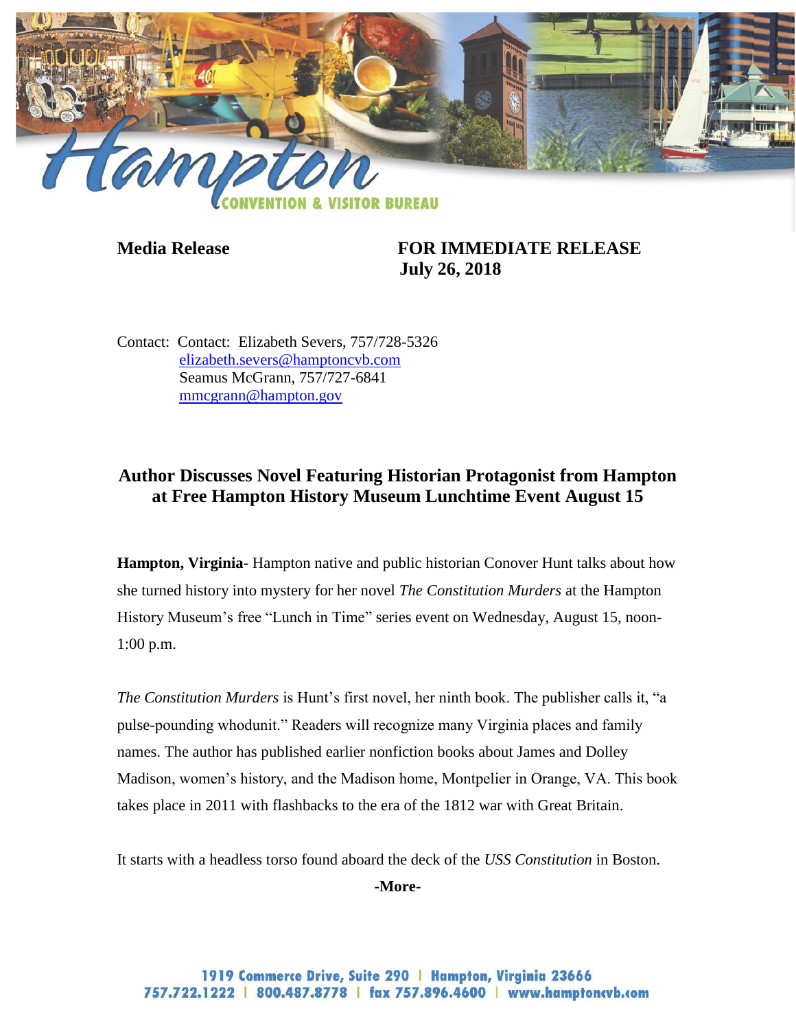**Media Release**

**FOR IMMEDIATE RELEASE**
**July 26, 2018**

Contact: Contact: Elizabeth Severs, 757/728-5326
elizabeth.severs@hamptoncvb.com
Seamus McGrann, 757/727-6841
mmcgrann@hampton.gov

## Author Discusses Novel Featuring Historian Protagonist from Hampton at Free Hampton History Museum Lunchtime Event August 15

**Hampton, Virginia-** Hampton native and public historian Conover Hunt talks about how she turned history into mystery for her novel *The Constitution Murders* at the Hampton History Museum's free "Lunch in Time" series event on Wednesday, August 15, noon-1:00 p.m.

*The Constitution Murders* is Hunt's first novel, her ninth book. The publisher calls it, "a pulse-pounding whodunit." Readers will recognize many Virginia places and family names. The author has published earlier nonfiction books about James and Dolley Madison, women's history, and the Madison home, Montpelier in Orange, VA. This book takes place in 2011 with flashbacks to the era of the 1812 war with Great Britain.

It starts with a headless torso found aboard the deck of the *USS Constitution* in Boston.

**-More-**

1919 Commerce Drive, Suite 290 | Hampton, Virginia 23666
757.722.1222 | 800.487.8778 | fax 757.896.4600 | www.hamptoncvb.com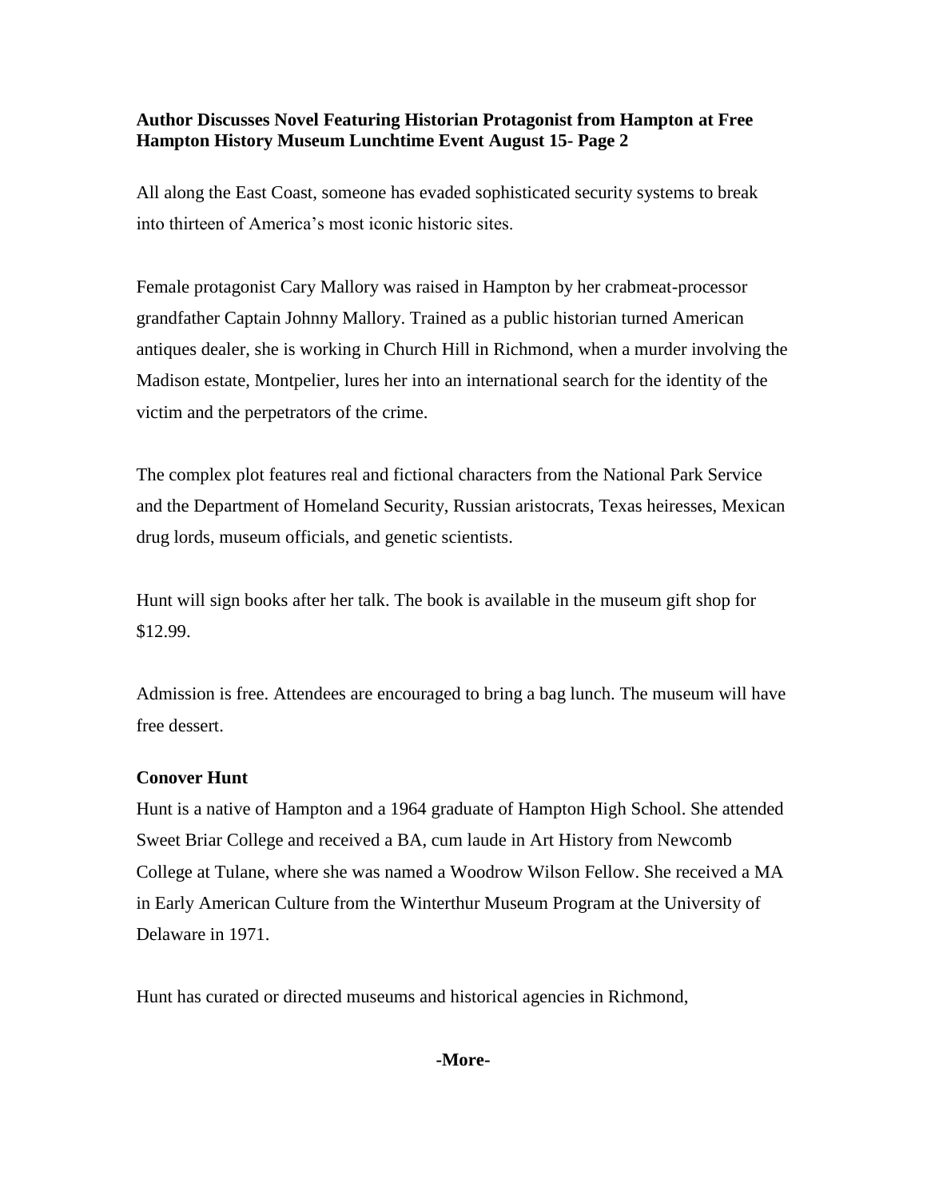**Author Discusses Novel Featuring Historian Protagonist from Hampton at Free Hampton History Museum Lunchtime Event August 15- Page 2**

All along the East Coast, someone has evaded sophisticated security systems to break into thirteen of America's most iconic historic sites.

Female protagonist Cary Mallory was raised in Hampton by her crabmeat-processor grandfather Captain Johnny Mallory. Trained as a public historian turned American antiques dealer, she is working in Church Hill in Richmond, when a murder involving the Madison estate, Montpelier, lures her into an international search for the identity of the victim and the perpetrators of the crime.

The complex plot features real and fictional characters from the National Park Service and the Department of Homeland Security, Russian aristocrats, Texas heiresses, Mexican drug lords, museum officials, and genetic scientists.

Hunt will sign books after her talk. The book is available in the museum gift shop for $12.99.

Admission is free. Attendees are encouraged to bring a bag lunch. The museum will have free dessert.

**Conover Hunt**

Hunt is a native of Hampton and a 1964 graduate of Hampton High School. She attended Sweet Briar College and received a BA, cum laude in Art History from Newcomb College at Tulane, where she was named a Woodrow Wilson Fellow. She received a MA in Early American Culture from the Winterthur Museum Program at the University of Delaware in 1971.

Hunt has curated or directed museums and historical agencies in Richmond,

**-More-**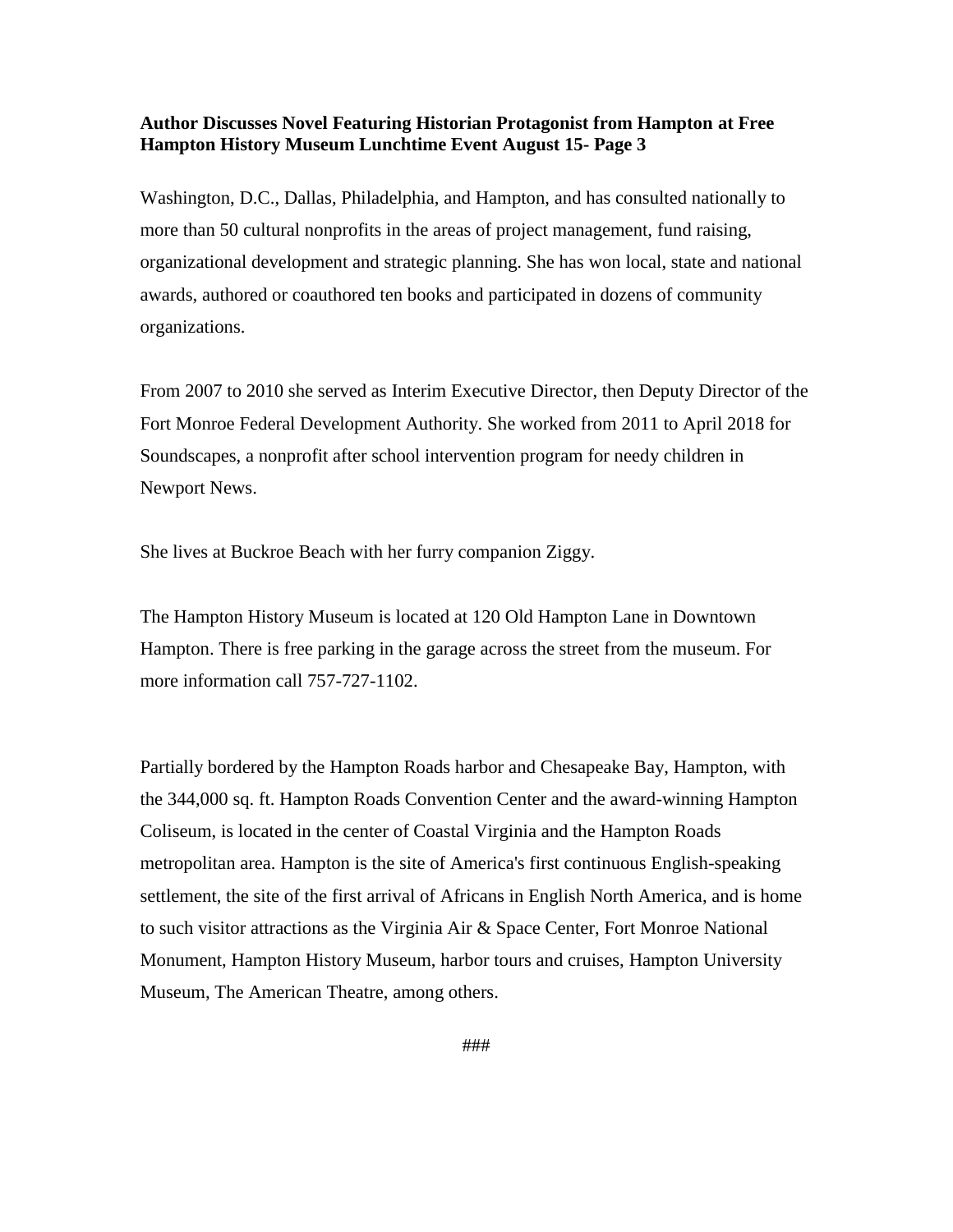**Author Discusses Novel Featuring Historian Protagonist from Hampton at Free Hampton History Museum Lunchtime Event August 15- Page 3**

Washington, D.C., Dallas, Philadelphia, and Hampton, and has consulted nationally to more than 50 cultural nonprofits in the areas of project management, fund raising, organizational development and strategic planning. She has won local, state and national awards, authored or coauthored ten books and participated in dozens of community organizations.

From 2007 to 2010 she served as Interim Executive Director, then Deputy Director of the Fort Monroe Federal Development Authority. She worked from 2011 to April 2018 for Soundscapes, a nonprofit after school intervention program for needy children in Newport News.

She lives at Buckroe Beach with her furry companion Ziggy.

The Hampton History Museum is located at 120 Old Hampton Lane in Downtown Hampton. There is free parking in the garage across the street from the museum. For more information call 757-727-1102.

Partially bordered by the Hampton Roads harbor and Chesapeake Bay, Hampton, with the 344,000 sq. ft. Hampton Roads Convention Center and the award-winning Hampton Coliseum, is located in the center of Coastal Virginia and the Hampton Roads metropolitan area. Hampton is the site of America's first continuous English-speaking settlement, the site of the first arrival of Africans in English North America, and is home to such visitor attractions as the Virginia Air & Space Center, Fort Monroe National Monument, Hampton History Museum, harbor tours and cruises, Hampton University Museum, The American Theatre, among others.

###